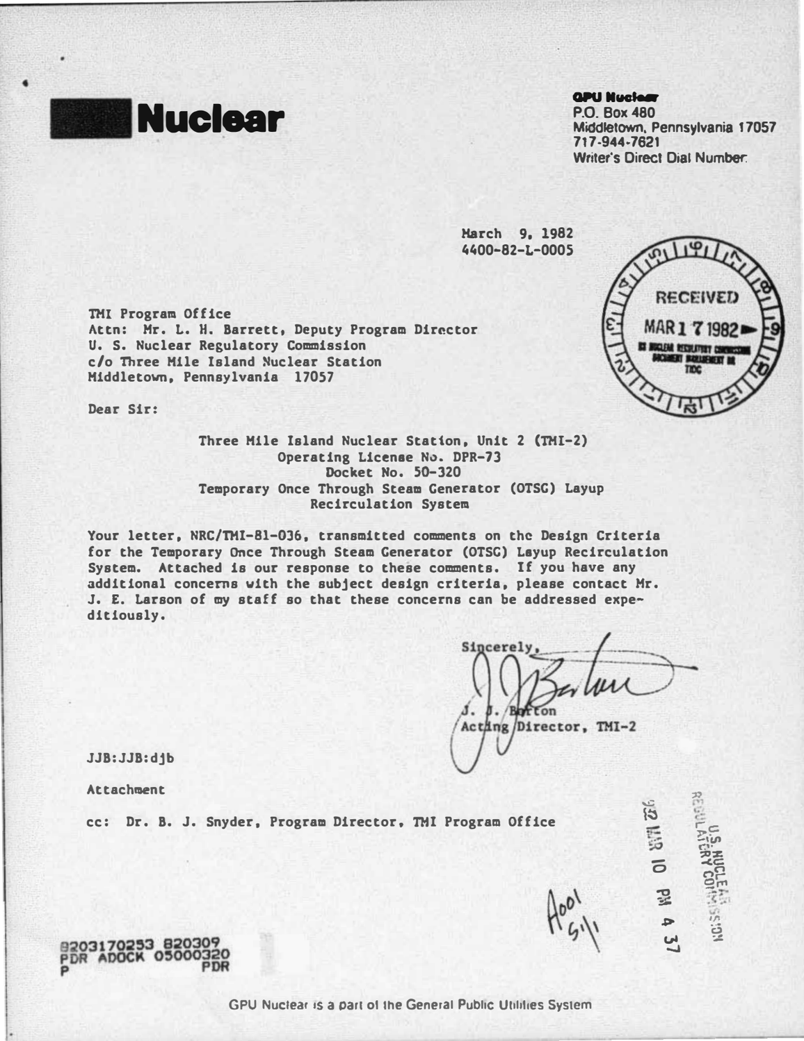# Nuclear

**GPU Nuclear**
P.O. Box 480
Middletown, Pennsylvania 17057
717-944-7621
Writer's Direct Dial Number:

March 9, 1982
4400-82-L-0005

RECEIVED
MAR 17 1982
US NUCLEAR REGULATORY COMMISSION
DOCUMENT MANAGEMENT BR
TIDC

TMI Program Office
Attn: Mr. L. H. Barrett, Deputy Program Director
U. S. Nuclear Regulatory Commission
c/o Three Mile Island Nuclear Station
Middletown, Pennsylvania 17057

Dear Sir:

Three Mile Island Nuclear Station, Unit 2 (TMI-2)
Operating License No. DPR-73
Docket No. 50-320
Temporary Once Through Steam Generator (OTSG) Layup
Recirculation System

Your letter, NRC/TMI-81-036, transmitted comments on the Design Criteria for the Temporary Once Through Steam Generator (OTSG) Layup Recirculation System. Attached is our response to these comments. If you have any additional concerns with the subject design criteria, please contact Mr. J. E. Larson of my staff so that these concerns can be addressed expeditiously.

Sincerely,

J. J. Barton
Acting Director, TMI-2

JJB:JJB:djb

Attachment

cc: Dr. B. J. Snyder, Program Director, TMI Program Office

U.S. NUCLEAR REGULATORY COMMISSION
'82 MAR 10 PM 4 37

A001
S/1

8203170253 820309
PDR ADOCK 05000320
P PDR

GPU Nuclear is a part of the General Public Utilities System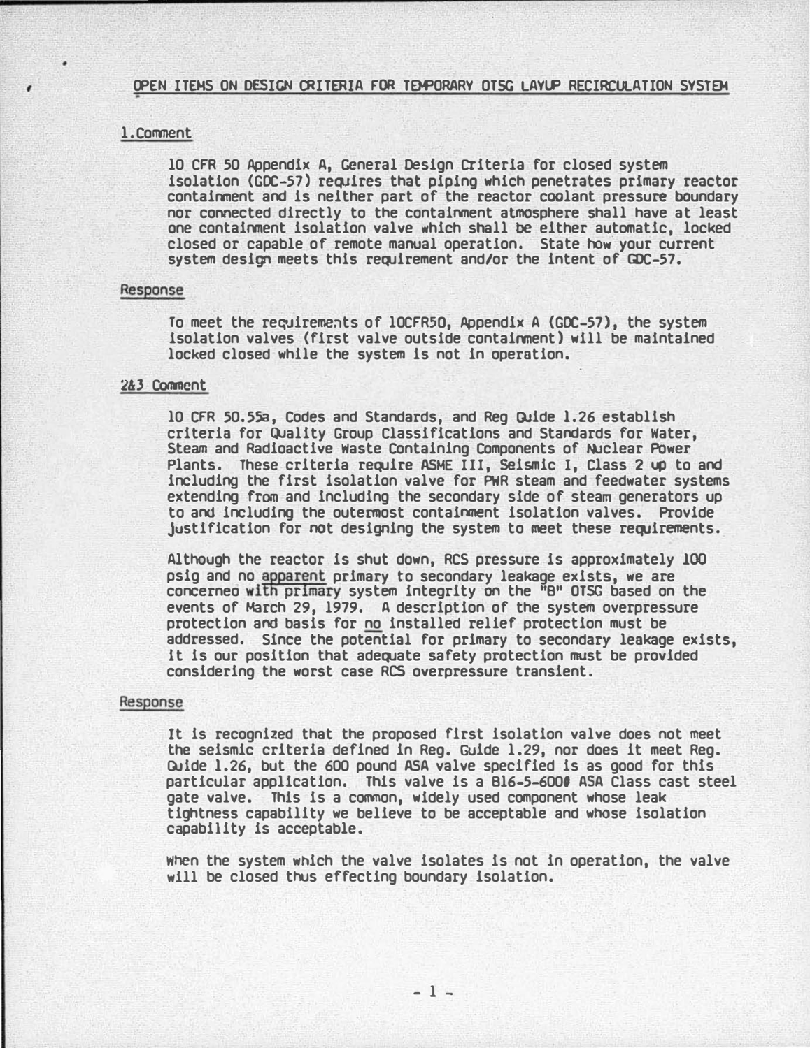## OPEN ITEMS ON DESIGN CRITERIA FOR TEMPORARY OTSG LAYUP RECIRCULATION SYSTEM

### 1. Comment

10 CFR 50 Appendix A, General Design Criteria for closed system isolation (GDC-57) requires that piping which penetrates primary reactor containment and is neither part of the reactor coolant pressure boundary nor connected directly to the containment atmosphere shall have at least one containment isolation valve which shall be either automatic, locked closed or capable of remote manual operation. State how your current system design meets this requirement and/or the intent of GDC-57.

### Response

To meet the requirements of 10CFR50, Appendix A (GDC-57), the system isolation valves (first valve outside containment) will be maintained locked closed while the system is not in operation.

### 2&3 Comment

10 CFR 50.55a, Codes and Standards, and Reg Guide 1.26 establish criteria for Quality Group Classifications and Standards for Water, Steam and Radioactive Waste Containing Components of Nuclear Power Plants. These criteria require ASME III, Seismic I, Class 2 up to and including the first isolation valve for PWR steam and feedwater systems extending from and including the secondary side of steam generators up to and including the outermost containment isolation valves. Provide justification for not designing the system to meet these requirements.

Although the reactor is shut down, RCS pressure is approximately 100 psig and no apparent primary to secondary leakage exists, we are concerned with primary system integrity on the "B" OTSG based on the events of March 29, 1979. A description of the system overpressure protection and basis for no installed relief protection must be addressed. Since the potential for primary to secondary leakage exists, it is our position that adequate safety protection must be provided considering the worst case RCS overpressure transient.

### Response

It is recognized that the proposed first isolation valve does not meet the seismic criteria defined in Reg. Guide 1.29, nor does it meet Reg. Guide 1.26, but the 600 pound ASA valve specified is as good for this particular application. This valve is a B16-5-600# ASA Class cast steel gate valve. This is a common, widely used component whose leak tightness capability we believe to be acceptable and whose isolation capability is acceptable.

When the system which the valve isolates is not in operation, the valve will be closed thus effecting boundary isolation.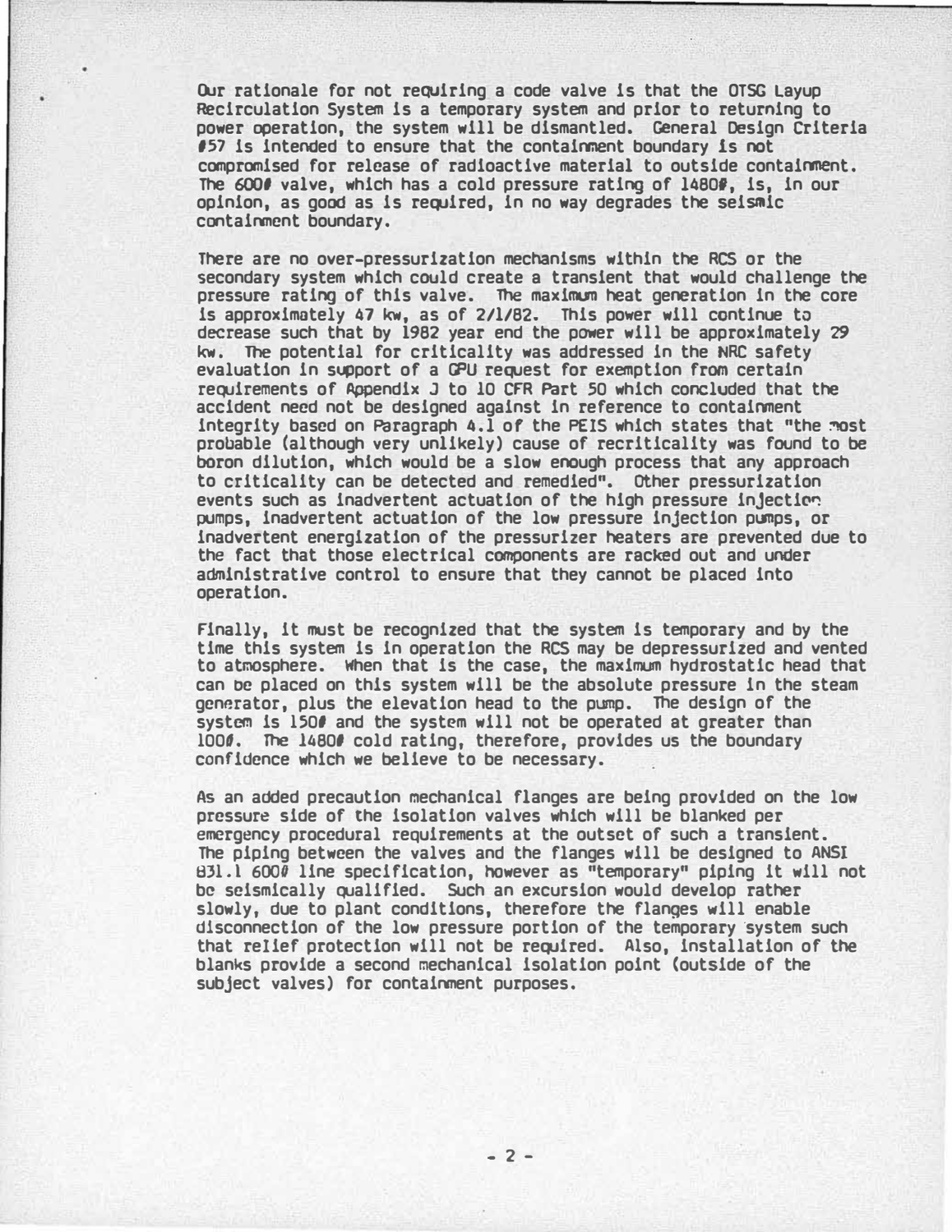Our rationale for not requiring a code valve is that the OTSG Layup Recirculation System is a temporary system and prior to returning to power operation, the system will be dismantled. General Design Criteria #57 is intended to ensure that the containment boundary is not compromised for release of radioactive material to outside containment. The 600# valve, which has a cold pressure rating of 1480#, is, in our opinion, as good as is required, in no way degrades the seismic containment boundary.

There are no over-pressurization mechanisms within the RCS or the secondary system which could create a transient that would challenge the pressure rating of this valve. The maximum heat generation in the core is approximately 47 kw, as of 2/1/82. This power will continue to decrease such that by 1982 year end the power will be approximately 29 kw. The potential for criticality was addressed in the NRC safety evaluation in support of a GPU request for exemption from certain requirements of Appendix J to 10 CFR Part 50 which concluded that the accident need not be designed against in reference to containment integrity based on Paragraph 4.1 of the PEIS which states that "the most probable (although very unlikely) cause of recriticality was found to be boron dilution, which would be a slow enough process that any approach to criticality can be detected and remedied". Other pressurization events such as inadvertent actuation of the high pressure injection pumps, inadvertent actuation of the low pressure injection pumps, or inadvertent energization of the pressurizer heaters are prevented due to the fact that those electrical components are racked out and under administrative control to ensure that they cannot be placed into operation.

Finally, it must be recognized that the system is temporary and by the time this system is in operation the RCS may be depressurized and vented to atmosphere. When that is the case, the maximum hydrostatic head that can be placed on this system will be the absolute pressure in the steam generator, plus the elevation head to the pump. The design of the system is 150# and the system will not be operated at greater than 100#. The 1480# cold rating, therefore, provides us the boundary confidence which we believe to be necessary.

As an added precaution mechanical flanges are being provided on the low pressure side of the isolation valves which will be blanked per emergency procedural requirements at the outset of such a transient. The piping between the valves and the flanges will be designed to ANSI B31.1 600# line specification, however as "temporary" piping it will not be seismically qualified. Such an excursion would develop rather slowly, due to plant conditions, therefore the flanges will enable disconnection of the low pressure portion of the temporary system such that relief protection will not be required. Also, installation of the blanks provide a second mechanical isolation point (outside of the subject valves) for containment purposes.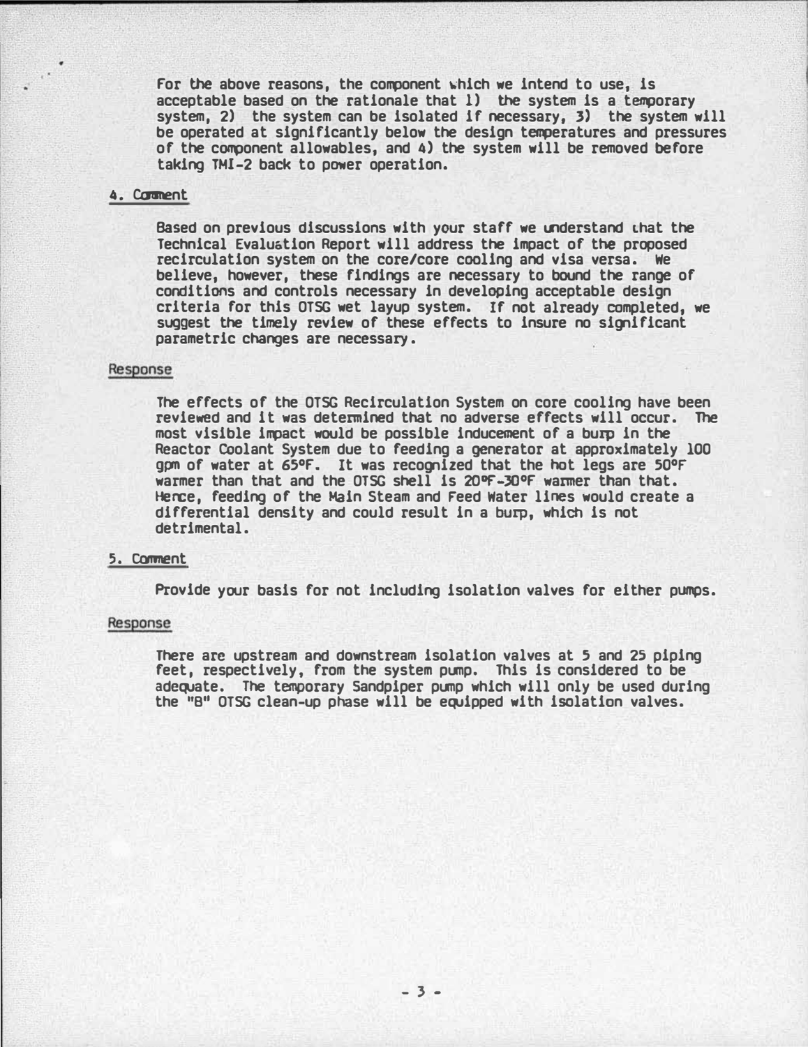For the above reasons, the component which we intend to use, is acceptable based on the rationale that 1) the system is a temporary system, 2) the system can be isolated if necessary, 3) the system will be operated at significantly below the design temperatures and pressures of the component allowables, and 4) the system will be removed before taking TMI-2 back to power operation.

4. Comment

Based on previous discussions with your staff we understand that the Technical Evaluation Report will address the impact of the proposed recirculation system on the core/core cooling and visa versa. We believe, however, these findings are necessary to bound the range of conditions and controls necessary in developing acceptable design criteria for this OTSG wet layup system. If not already completed, we suggest the timely review of these effects to insure no significant parametric changes are necessary.

Response

The effects of the OTSG Recirculation System on core cooling have been reviewed and it was determined that no adverse effects will occur. The most visible impact would be possible inducement of a burp in the Reactor Coolant System due to feeding a generator at approximately 100 gpm of water at 65°F. It was recognized that the hot legs are 50°F warmer than that and the OTSG shell is 20°F-30°F warmer than that. Hence, feeding of the Main Steam and Feed Water lines would create a differential density and could result in a burp, which is not detrimental.

5. Comment

Provide your basis for not including isolation valves for either pumps.

Response

There are upstream and downstream isolation valves at 5 and 25 piping feet, respectively, from the system pump. This is considered to be adequate. The temporary Sandpiper pump which will only be used during the "B" OTSG clean-up phase will be equipped with isolation valves.